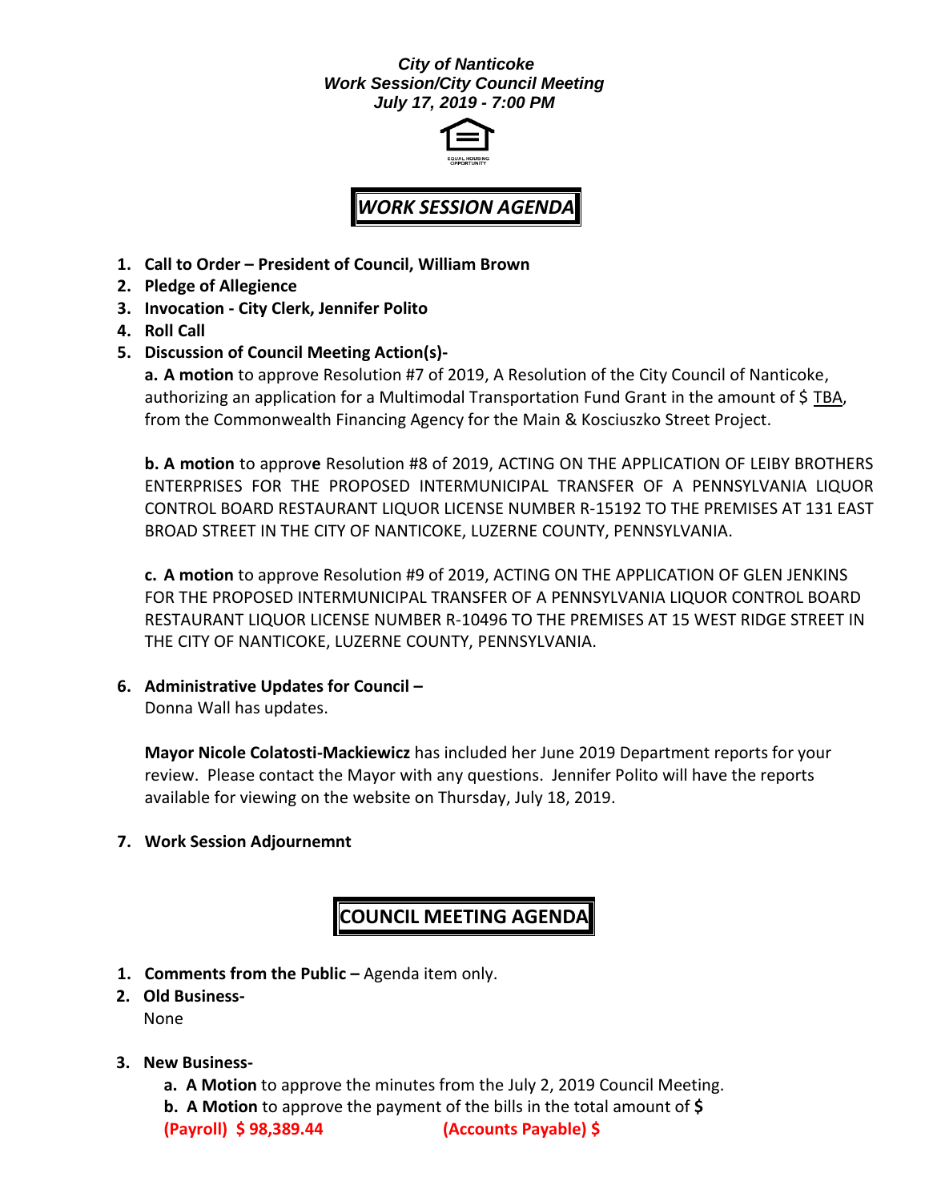***City of Nanticoke***
***Work Session/City Council Meeting***
***July 17, 2019 - 7:00 PM***

EQUAL HOUSING OPPORTUNITY

## *WORK SESSION AGENDA*

1. **Call to Order – President of Council, William Brown**
2. **Pledge of Allegience**
3. **Invocation - City Clerk, Jennifer Polito**
4. **Roll Call**
5. **Discussion of Council Meeting Action(s)-**

   **a. A motion** to approve Resolution #7 of 2019, A Resolution of the City Council of Nanticoke, authorizing an application for a Multimodal Transportation Fund Grant in the amount of $ TBA, from the Commonwealth Financing Agency for the Main & Kosciuszko Street Project.

   **b. A motion** to approve Resolution #8 of 2019, ACTING ON THE APPLICATION OF LEIBY BROTHERS ENTERPRISES FOR THE PROPOSED INTERMUNICIPAL TRANSFER OF A PENNSYLVANIA LIQUOR CONTROL BOARD RESTAURANT LIQUOR LICENSE NUMBER R-15192 TO THE PREMISES AT 131 EAST BROAD STREET IN THE CITY OF NANTICOKE, LUZERNE COUNTY, PENNSYLVANIA.

   **c. A motion** to approve Resolution #9 of 2019, ACTING ON THE APPLICATION OF GLEN JENKINS FOR THE PROPOSED INTERMUNICIPAL TRANSFER OF A PENNSYLVANIA LIQUOR CONTROL BOARD RESTAURANT LIQUOR LICENSE NUMBER R-10496 TO THE PREMISES AT 15 WEST RIDGE STREET IN THE CITY OF NANTICOKE, LUZERNE COUNTY, PENNSYLVANIA.

6. **Administrative Updates for Council –**

   Donna Wall has updates.

   **Mayor Nicole Colatosti-Mackiewicz** has included her June 2019 Department reports for your review. Please contact the Mayor with any questions. Jennifer Polito will have the reports available for viewing on the website on Thursday, July 18, 2019.

7. **Work Session Adjournemnt**

## COUNCIL MEETING AGENDA

1. **Comments from the Public –** Agenda item only.
2. **Old Business-**

   None

3. **New Business-**

   **a. A Motion** to approve the minutes from the July 2, 2019 Council Meeting.

   **b. A Motion** to approve the payment of the bills in the total amount of **$**

   **(Payroll) $ 98,389.44** **(Accounts Payable) $**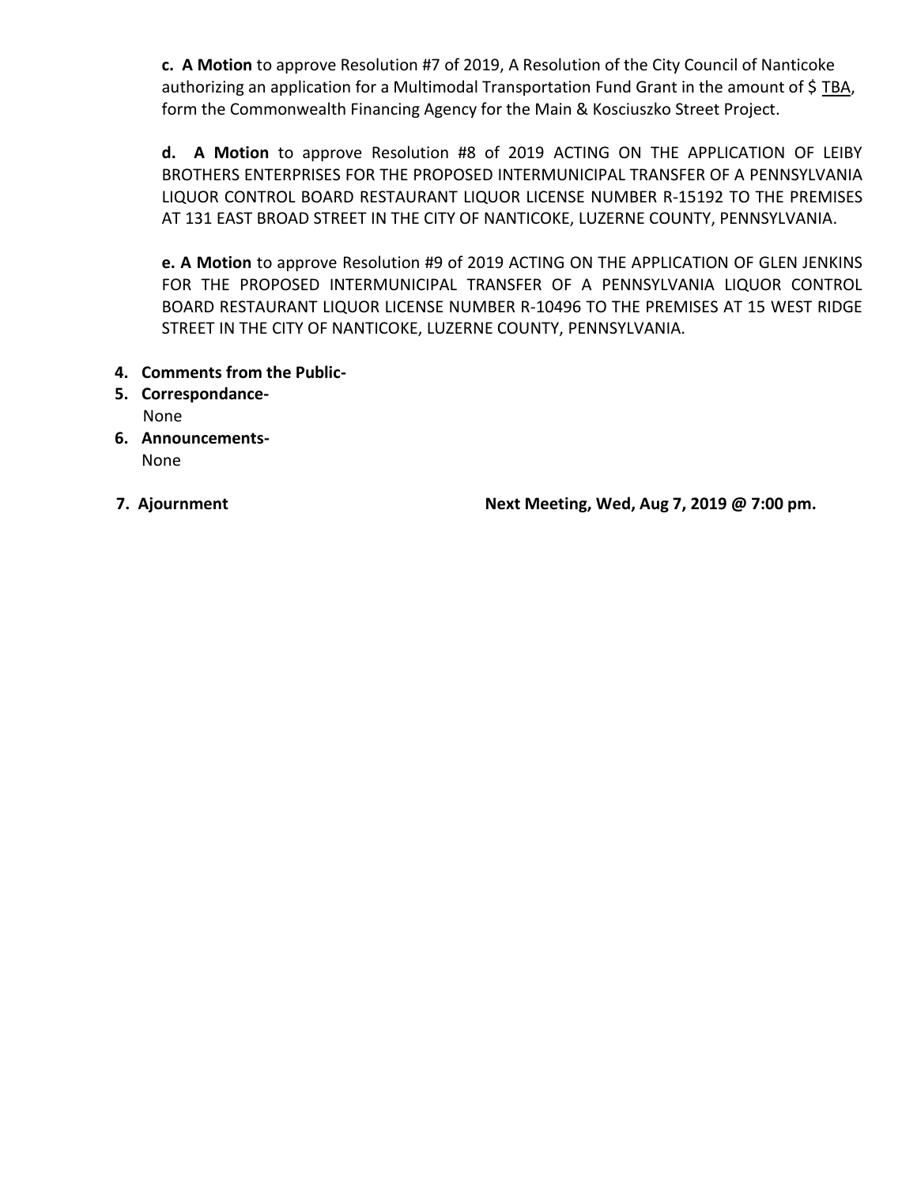**c. A Motion** to approve Resolution #7 of 2019, A Resolution of the City Council of Nanticoke authorizing an application for a Multimodal Transportation Fund Grant in the amount of $ TBA, form the Commonwealth Financing Agency for the Main & Kosciuszko Street Project.

**d. A Motion** to approve Resolution #8 of 2019 ACTING ON THE APPLICATION OF LEIBY BROTHERS ENTERPRISES FOR THE PROPOSED INTERMUNICIPAL TRANSFER OF A PENNSYLVANIA LIQUOR CONTROL BOARD RESTAURANT LIQUOR LICENSE NUMBER R-15192 TO THE PREMISES AT 131 EAST BROAD STREET IN THE CITY OF NANTICOKE, LUZERNE COUNTY, PENNSYLVANIA.

**e. A Motion** to approve Resolution #9 of 2019 ACTING ON THE APPLICATION OF GLEN JENKINS FOR THE PROPOSED INTERMUNICIPAL TRANSFER OF A PENNSYLVANIA LIQUOR CONTROL BOARD RESTAURANT LIQUOR LICENSE NUMBER R-10496 TO THE PREMISES AT 15 WEST RIDGE STREET IN THE CITY OF NANTICOKE, LUZERNE COUNTY, PENNSYLVANIA.

4. **Comments from the Public-**
5. **Correspondance-**
   None
6. **Announcements-**
   None
7. **Ajournment** **Next Meeting, Wed, Aug 7, 2019 @ 7:00 pm.**